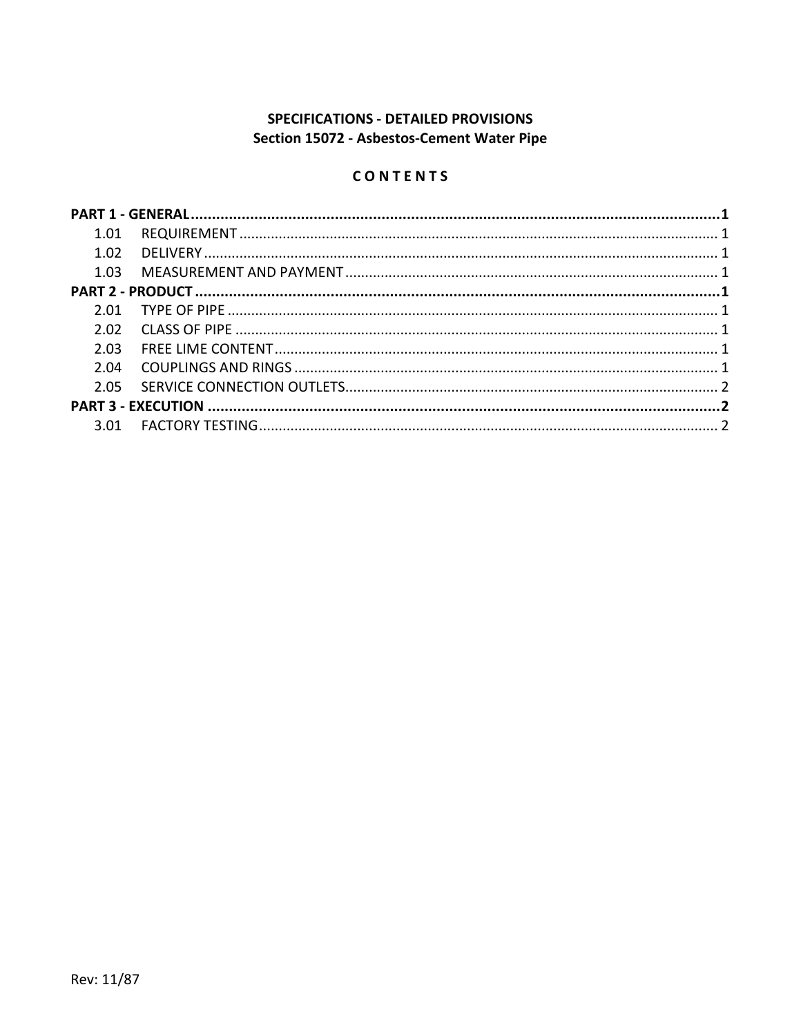**SPECIFICATIONS - DETAILED PROVISIONS**
**Section 15072 - Asbestos-Cement Water Pipe**

**C O N T E N T S**

**PART 1 - GENERAL** ..... **1**
- 1.01 REQUIREMENT ..... 1
- 1.02 DELIVERY ..... 1
- 1.03 MEASUREMENT AND PAYMENT ..... 1

**PART 2 - PRODUCT** ..... **1**
- 2.01 TYPE OF PIPE ..... 1
- 2.02 CLASS OF PIPE ..... 1
- 2.03 FREE LIME CONTENT ..... 1
- 2.04 COUPLINGS AND RINGS ..... 1
- 2.05 SERVICE CONNECTION OUTLETS ..... 2

**PART 3 - EXECUTION** ..... **2**
- 3.01 FACTORY TESTING ..... 2

Rev: 11/87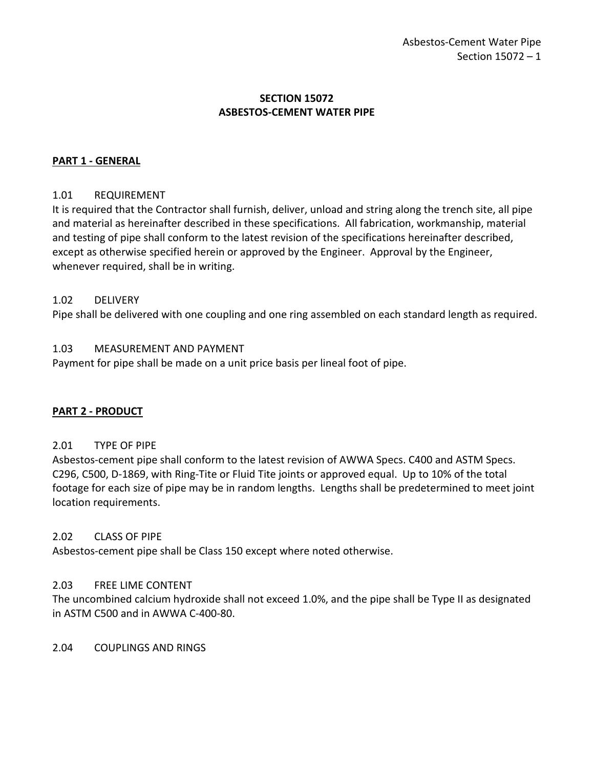# SECTION 15072
# ASBESTOS-CEMENT WATER PIPE

## PART 1 - GENERAL

### 1.01 REQUIREMENT

It is required that the Contractor shall furnish, deliver, unload and string along the trench site, all pipe and material as hereinafter described in these specifications. All fabrication, workmanship, material and testing of pipe shall conform to the latest revision of the specifications hereinafter described, except as otherwise specified herein or approved by the Engineer. Approval by the Engineer, whenever required, shall be in writing.

### 1.02 DELIVERY

Pipe shall be delivered with one coupling and one ring assembled on each standard length as required.

### 1.03 MEASUREMENT AND PAYMENT

Payment for pipe shall be made on a unit price basis per lineal foot of pipe.

## PART 2 - PRODUCT

### 2.01 TYPE OF PIPE

Asbestos-cement pipe shall conform to the latest revision of AWWA Specs. C400 and ASTM Specs. C296, C500, D-1869, with Ring-Tite or Fluid Tite joints or approved equal. Up to 10% of the total footage for each size of pipe may be in random lengths. Lengths shall be predetermined to meet joint location requirements.

### 2.02 CLASS OF PIPE

Asbestos-cement pipe shall be Class 150 except where noted otherwise.

### 2.03 FREE LIME CONTENT

The uncombined calcium hydroxide shall not exceed 1.0%, and the pipe shall be Type II as designated in ASTM C500 and in AWWA C-400-80.

### 2.04 COUPLINGS AND RINGS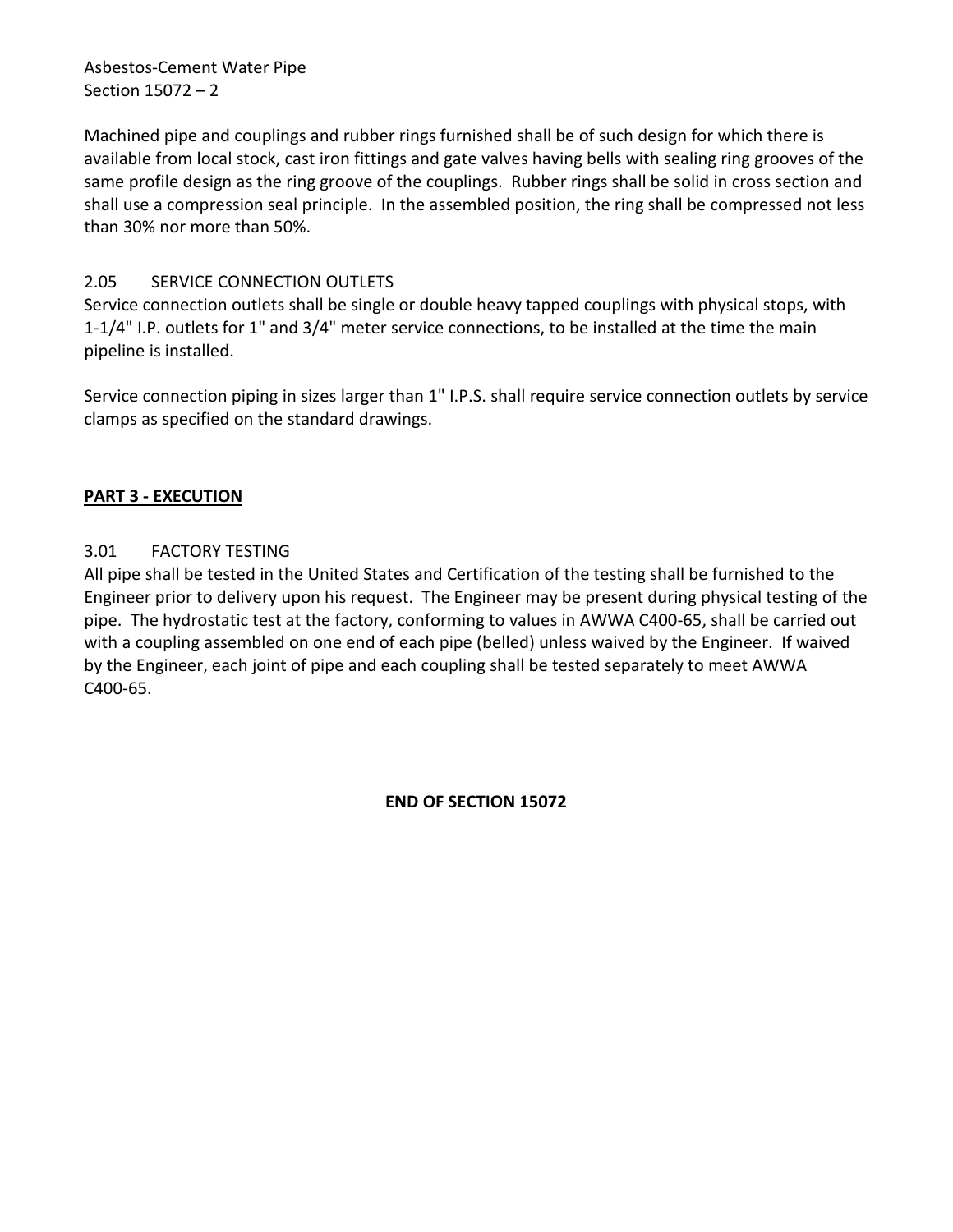Machined pipe and couplings and rubber rings furnished shall be of such design for which there is available from local stock, cast iron fittings and gate valves having bells with sealing ring grooves of the same profile design as the ring groove of the couplings. Rubber rings shall be solid in cross section and shall use a compression seal principle. In the assembled position, the ring shall be compressed not less than 30% nor more than 50%.

2.05 SERVICE CONNECTION OUTLETS

Service connection outlets shall be single or double heavy tapped couplings with physical stops, with 1-1/4" I.P. outlets for 1" and 3/4" meter service connections, to be installed at the time the main pipeline is installed.

Service connection piping in sizes larger than 1" I.P.S. shall require service connection outlets by service clamps as specified on the standard drawings.

## PART 3 - EXECUTION

3.01 FACTORY TESTING

All pipe shall be tested in the United States and Certification of the testing shall be furnished to the Engineer prior to delivery upon his request. The Engineer may be present during physical testing of the pipe. The hydrostatic test at the factory, conforming to values in AWWA C400-65, shall be carried out with a coupling assembled on one end of each pipe (belled) unless waived by the Engineer. If waived by the Engineer, each joint of pipe and each coupling shall be tested separately to meet AWWA C400-65.

**END OF SECTION 15072**